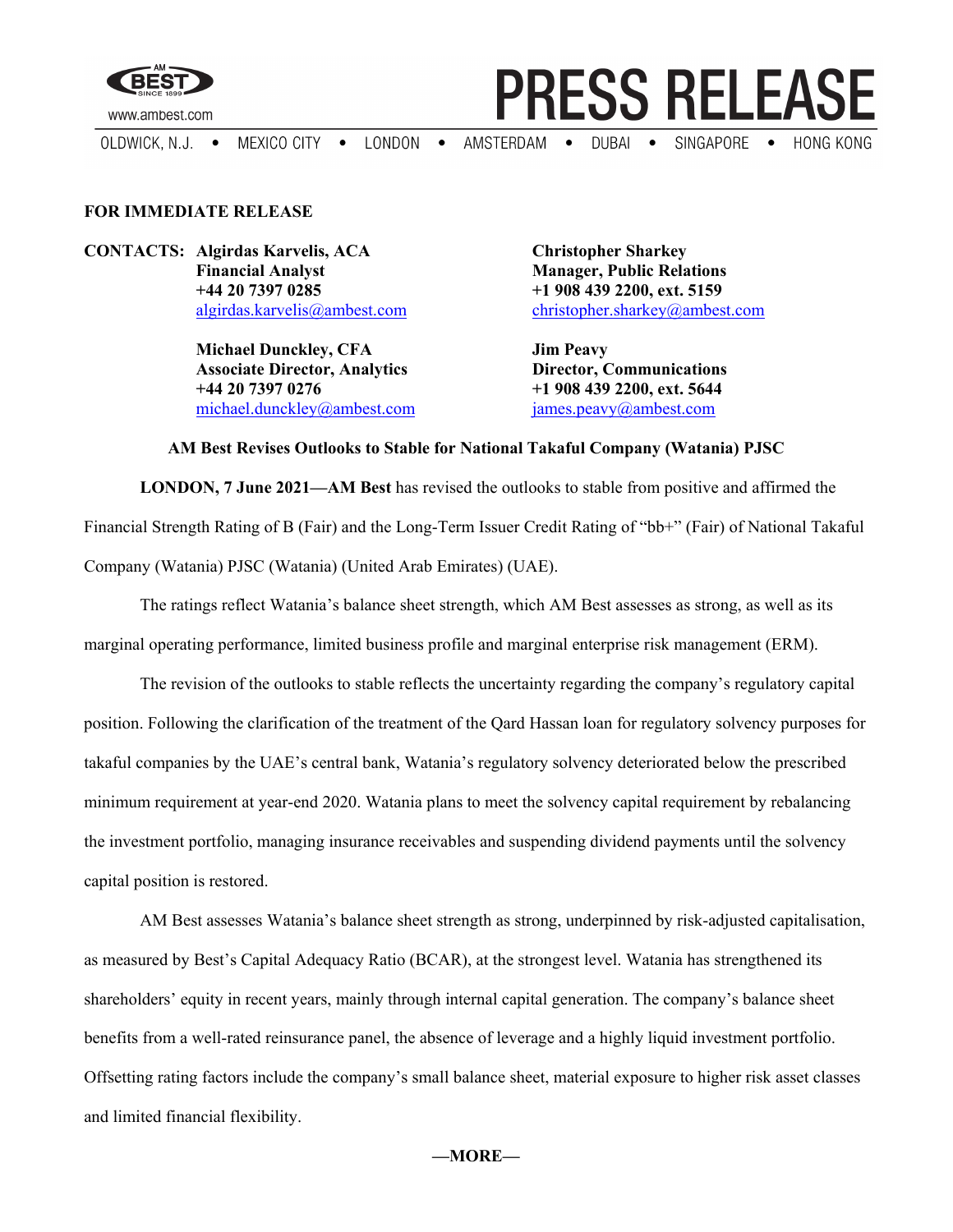# PRESS RELEASE

www.ambest.com

OLDWICK, N.J. • MEXICO CITY • LONDON • AMSTERDAM • DUBAI • SINGAPORE • HONG KONG

**FOR IMMEDIATE RELEASE**

**CONTACTS:**

**Algirdas Karvelis, ACA**
**Financial Analyst**
**+44 20 7397 0285**
algirdas.karvelis@ambest.com

**Michael Dunckley, CFA**
**Associate Director, Analytics**
**+44 20 7397 0276**
michael.dunckley@ambest.com

**Christopher Sharkey**
**Manager, Public Relations**
**+1 908 439 2200, ext. 5159**
christopher.sharkey@ambest.com

**Jim Peavy**
**Director, Communications**
**+1 908 439 2200, ext. 5644**
james.peavy@ambest.com

## AM Best Revises Outlooks to Stable for National Takaful Company (Watania) PJSC

**LONDON, 7 June 2021—AM Best** has revised the outlooks to stable from positive and affirmed the Financial Strength Rating of B (Fair) and the Long-Term Issuer Credit Rating of "bb+" (Fair) of National Takaful Company (Watania) PJSC (Watania) (United Arab Emirates) (UAE).

The ratings reflect Watania's balance sheet strength, which AM Best assesses as strong, as well as its marginal operating performance, limited business profile and marginal enterprise risk management (ERM).

The revision of the outlooks to stable reflects the uncertainty regarding the company's regulatory capital position. Following the clarification of the treatment of the Qard Hassan loan for regulatory solvency purposes for takaful companies by the UAE's central bank, Watania's regulatory solvency deteriorated below the prescribed minimum requirement at year-end 2020. Watania plans to meet the solvency capital requirement by rebalancing the investment portfolio, managing insurance receivables and suspending dividend payments until the solvency capital position is restored.

AM Best assesses Watania's balance sheet strength as strong, underpinned by risk-adjusted capitalisation, as measured by Best's Capital Adequacy Ratio (BCAR), at the strongest level. Watania has strengthened its shareholders' equity in recent years, mainly through internal capital generation. The company's balance sheet benefits from a well-rated reinsurance panel, the absence of leverage and a highly liquid investment portfolio. Offsetting rating factors include the company's small balance sheet, material exposure to higher risk asset classes and limited financial flexibility.

**—MORE—**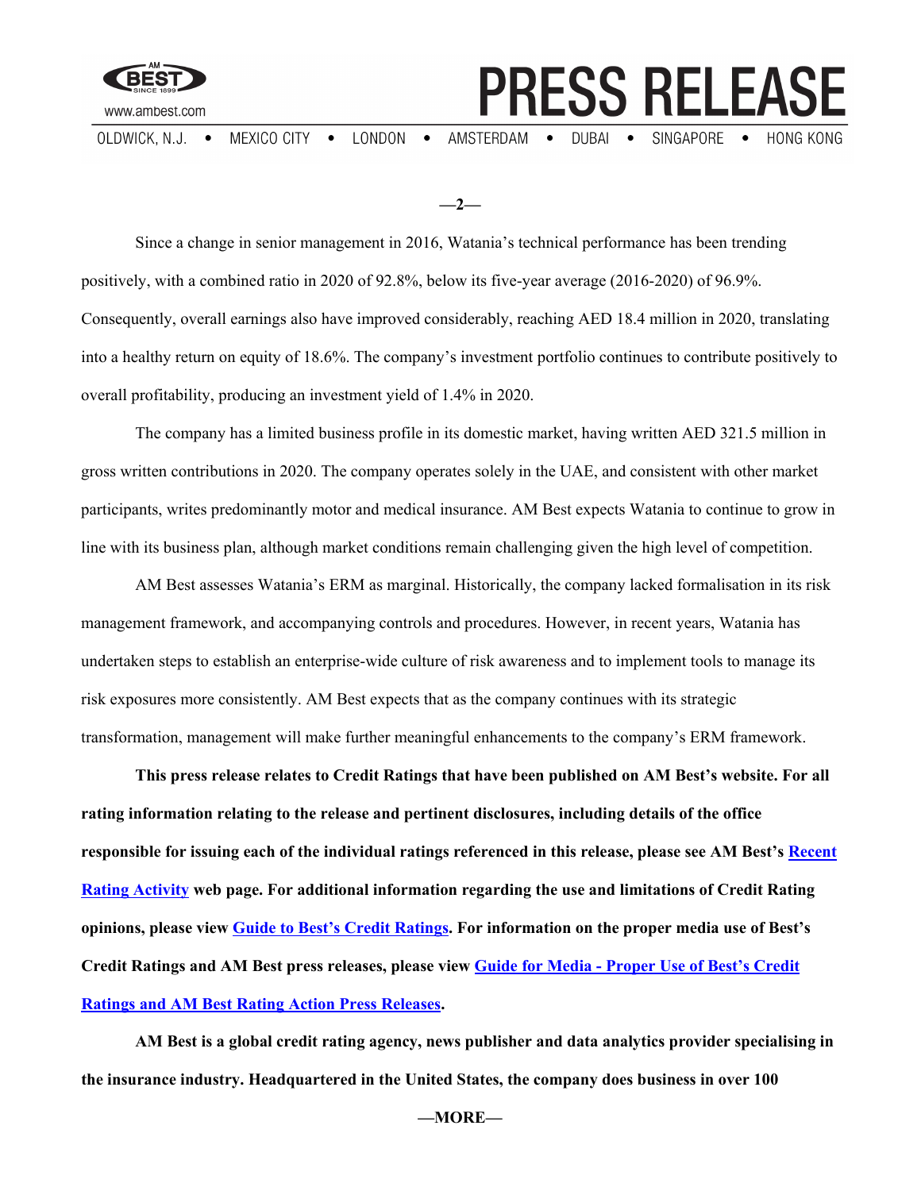Since a change in senior management in 2016, Watania's technical performance has been trending positively, with a combined ratio in 2020 of 92.8%, below its five-year average (2016-2020) of 96.9%. Consequently, overall earnings also have improved considerably, reaching AED 18.4 million in 2020, translating into a healthy return on equity of 18.6%. The company's investment portfolio continues to contribute positively to overall profitability, producing an investment yield of 1.4% in 2020.

The company has a limited business profile in its domestic market, having written AED 321.5 million in gross written contributions in 2020. The company operates solely in the UAE, and consistent with other market participants, writes predominantly motor and medical insurance. AM Best expects Watania to continue to grow in line with its business plan, although market conditions remain challenging given the high level of competition.

AM Best assesses Watania's ERM as marginal. Historically, the company lacked formalisation in its risk management framework, and accompanying controls and procedures. However, in recent years, Watania has undertaken steps to establish an enterprise-wide culture of risk awareness and to implement tools to manage its risk exposures more consistently. AM Best expects that as the company continues with its strategic transformation, management will make further meaningful enhancements to the company's ERM framework.

**This press release relates to Credit Ratings that have been published on AM Best's website. For all rating information relating to the release and pertinent disclosures, including details of the office responsible for issuing each of the individual ratings referenced in this release, please see AM Best's Recent Rating Activity web page. For additional information regarding the use and limitations of Credit Rating opinions, please view Guide to Best's Credit Ratings. For information on the proper media use of Best's Credit Ratings and AM Best press releases, please view Guide for Media - Proper Use of Best's Credit Ratings and AM Best Rating Action Press Releases.**

**AM Best is a global credit rating agency, news publisher and data analytics provider specialising in the insurance industry. Headquartered in the United States, the company does business in over 100**

—MORE—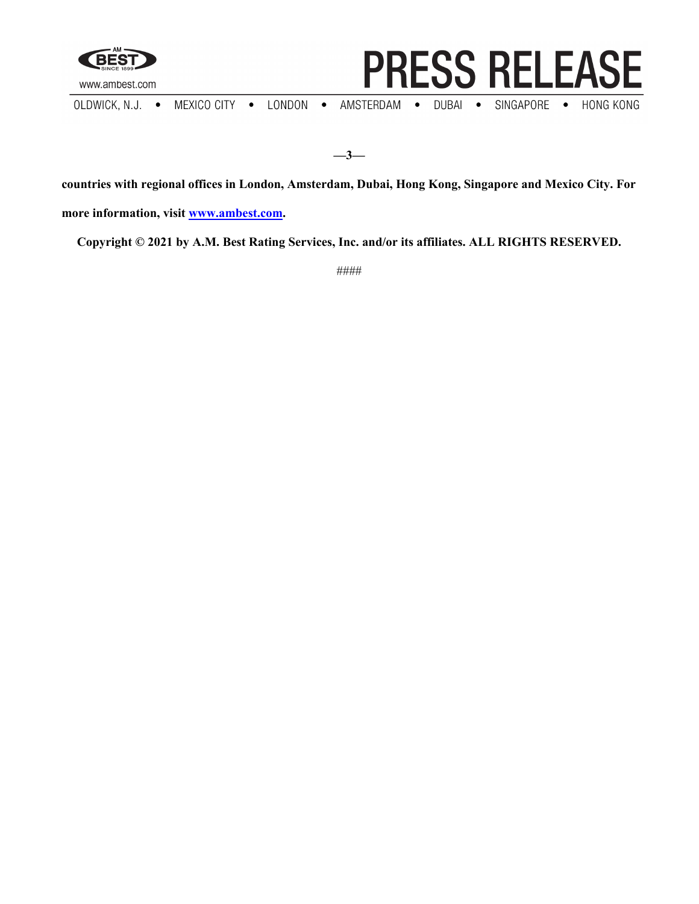**countries with regional offices in London, Amsterdam, Dubai, Hong Kong, Singapore and Mexico City. For more information, visit [www.ambest.com](http://www.ambest.com).**

**Copyright © 2021 by A.M. Best Rating Services, Inc. and/or its affiliates. ALL RIGHTS RESERVED.**

####